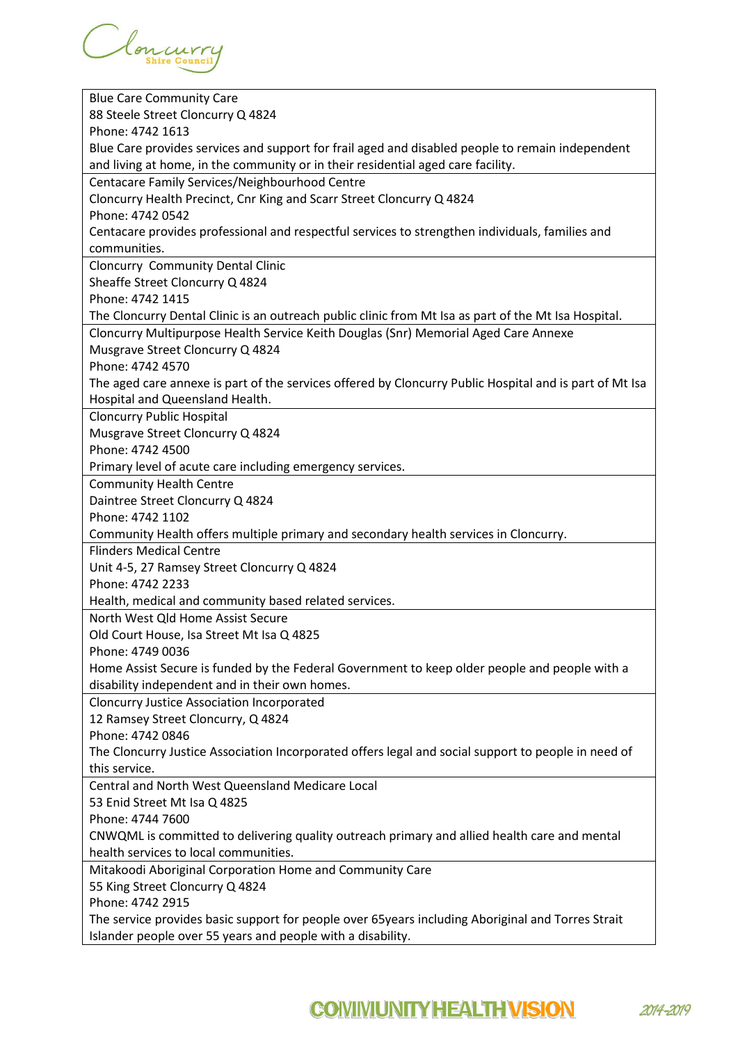| Blue Care Community Care<br>88 Steele Street Cloncurry Q 4824<br>Phone: 4742 1613<br>Blue Care provides services and support for frail aged and disabled people to remain independent and living at home, in the community or in their residential aged care facility. |
|---|
| Centacare Family Services/Neighbourhood Centre<br>Cloncurry Health Precinct, Cnr King and Scarr Street Cloncurry Q 4824<br>Phone: 4742 0542<br>Centacare provides professional and respectful services to strengthen individuals, families and communities. |
| Cloncurry Community Dental Clinic<br>Sheaffe Street Cloncurry Q 4824<br>Phone: 4742 1415<br>The Cloncurry Dental Clinic is an outreach public clinic from Mt Isa as part of the Mt Isa Hospital. |
| Cloncurry Multipurpose Health Service Keith Douglas (Snr) Memorial Aged Care Annexe<br>Musgrave Street Cloncurry Q 4824<br>Phone: 4742 4570<br>The aged care annexe is part of the services offered by Cloncurry Public Hospital and is part of Mt Isa Hospital and Queensland Health. |
| Cloncurry Public Hospital<br>Musgrave Street Cloncurry Q 4824<br>Phone: 4742 4500<br>Primary level of acute care including emergency services. |
| Community Health Centre<br>Daintree Street Cloncurry Q 4824<br>Phone: 4742 1102<br>Community Health offers multiple primary and secondary health services in Cloncurry. |
| Flinders Medical Centre<br>Unit 4-5, 27 Ramsey Street Cloncurry Q 4824<br>Phone: 4742 2233<br>Health, medical and community based related services. |
| North West Qld Home Assist Secure<br>Old Court House, Isa Street Mt Isa Q 4825<br>Phone: 4749 0036<br>Home Assist Secure is funded by the Federal Government to keep older people and people with a disability independent and in their own homes. |
| Cloncurry Justice Association Incorporated<br>12 Ramsey Street Cloncurry, Q 4824<br>Phone: 4742 0846<br>The Cloncurry Justice Association Incorporated offers legal and social support to people in need of this service. |
| Central and North West Queensland Medicare Local<br>53 Enid Street Mt Isa Q 4825<br>Phone: 4744 7600<br>CNWQML is committed to delivering quality outreach primary and allied health care and mental health services to local communities. |
| Mitakoodi Aboriginal Corporation Home and Community Care<br>55 King Street Cloncurry Q 4824<br>Phone: 4742 2915<br>The service provides basic support for people over 65years including Aboriginal and Torres Strait Islander people over 55 years and people with a disability. |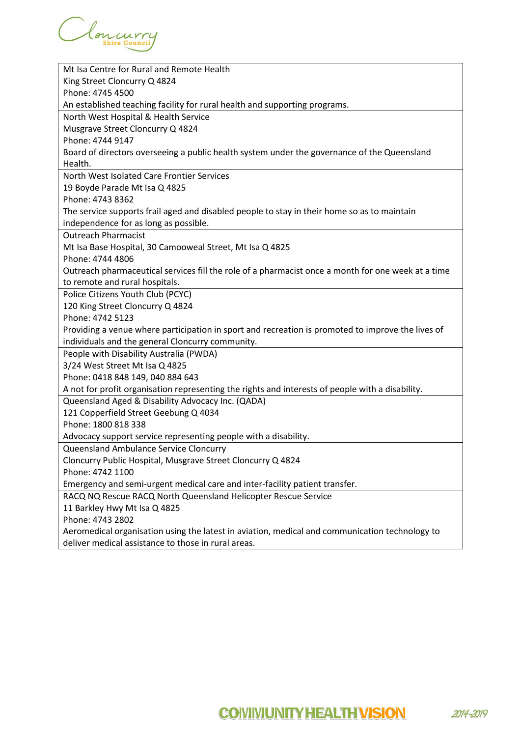| |
|---|
| Mt Isa Centre for Rural and Remote Health<br>King Street Cloncurry Q 4824<br>Phone: 4745 4500<br>An established teaching facility for rural health and supporting programs. |
| North West Hospital & Health Service<br>Musgrave Street Cloncurry Q 4824<br>Phone: 4744 9147<br>Board of directors overseeing a public health system under the governance of the Queensland Health. |
| North West Isolated Care Frontier Services<br>19 Boyde Parade Mt Isa Q 4825<br>Phone: 4743 8362<br>The service supports frail aged and disabled people to stay in their home so as to maintain independence for as long as possible. |
| Outreach Pharmacist<br>Mt Isa Base Hospital, 30 Camooweal Street, Mt Isa Q 4825<br>Phone: 4744 4806<br>Outreach pharmaceutical services fill the role of a pharmacist once a month for one week at a time to remote and rural hospitals. |
| Police Citizens Youth Club (PCYC)<br>120 King Street Cloncurry Q 4824<br>Phone: 4742 5123<br>Providing a venue where participation in sport and recreation is promoted to improve the lives of individuals and the general Cloncurry community. |
| People with Disability Australia (PWDA)<br>3/24 West Street Mt Isa Q 4825<br>Phone: 0418 848 149, 040 884 643<br>A not for profit organisation representing the rights and interests of people with a disability. |
| Queensland Aged & Disability Advocacy Inc. (QADA)<br>121 Copperfield Street Geebung Q 4034<br>Phone: 1800 818 338<br>Advocacy support service representing people with a disability. |
| Queensland Ambulance Service Cloncurry<br>Cloncurry Public Hospital, Musgrave Street Cloncurry Q 4824<br>Phone: 4742 1100<br>Emergency and semi-urgent medical care and inter-facility patient transfer. |
| RACQ NQ Rescue RACQ North Queensland Helicopter Rescue Service<br>11 Barkley Hwy Mt Isa Q 4825<br>Phone: 4743 2802<br>Aeromedical organisation using the latest in aviation, medical and communication technology to deliver medical assistance to those in rural areas. |